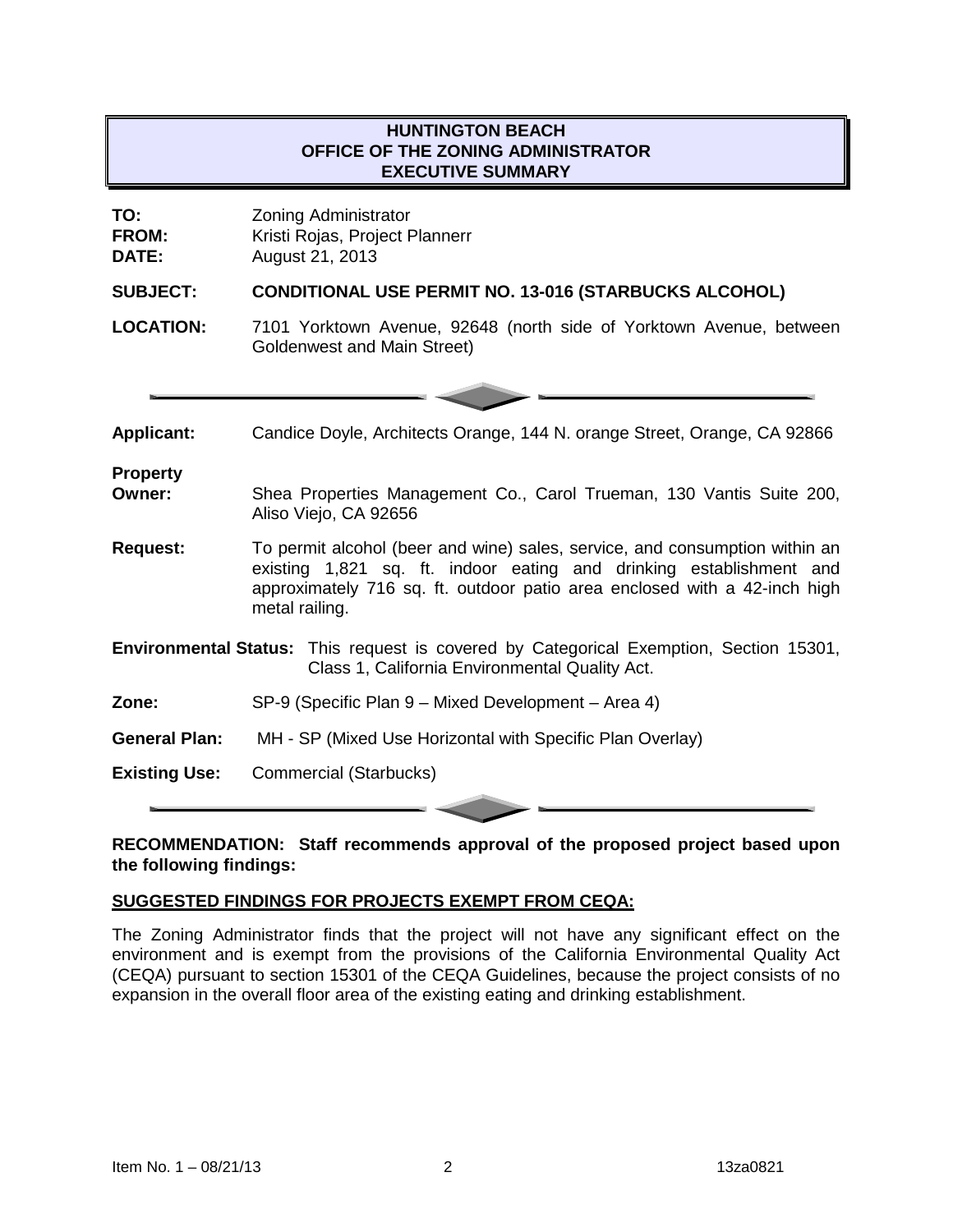# HUNTINGTON BEACH
## OFFICE OF THE ZONING ADMINISTRATOR
## EXECUTIVE SUMMARY

**TO:** Zoning Administrator
**FROM:** Kristi Rojas, Project Plannerr
**DATE:** August 21, 2013

**SUBJECT: CONDITIONAL USE PERMIT NO. 13-016 (STARBUCKS ALCOHOL)**

**LOCATION:** 7101 Yorktown Avenue, 92648 (north side of Yorktown Avenue, between Goldenwest and Main Street)

---

**Applicant:** Candice Doyle, Architects Orange, 144 N. orange Street, Orange, CA 92866

**Property Owner:** Shea Properties Management Co., Carol Trueman, 130 Vantis Suite 200, Aliso Viejo, CA 92656

**Request:** To permit alcohol (beer and wine) sales, service, and consumption within an existing 1,821 sq. ft. indoor eating and drinking establishment and approximately 716 sq. ft. outdoor patio area enclosed with a 42-inch high metal railing.

**Environmental Status:** This request is covered by Categorical Exemption, Section 15301, Class 1, California Environmental Quality Act.

**Zone:** SP-9 (Specific Plan 9 – Mixed Development – Area 4)

**General Plan:** MH - SP (Mixed Use Horizontal with Specific Plan Overlay)

**Existing Use:** Commercial (Starbucks)

---

**RECOMMENDATION: Staff recommends approval of the proposed project based upon the following findings:**

**SUGGESTED FINDINGS FOR PROJECTS EXEMPT FROM CEQA:**

The Zoning Administrator finds that the project will not have any significant effect on the environment and is exempt from the provisions of the California Environmental Quality Act (CEQA) pursuant to section 15301 of the CEQA Guidelines, because the project consists of no expansion in the overall floor area of the existing eating and drinking establishment.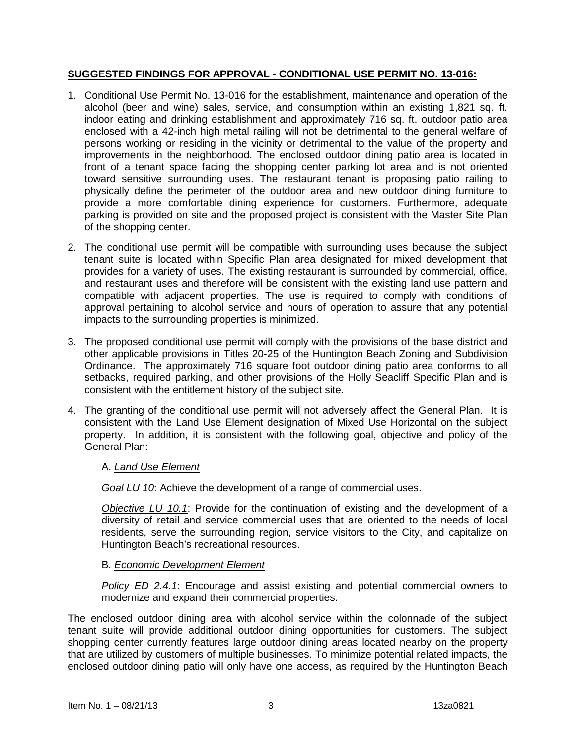**SUGGESTED FINDINGS FOR APPROVAL - CONDITIONAL USE PERMIT NO. 13-016:**

1. Conditional Use Permit No. 13-016 for the establishment, maintenance and operation of the alcohol (beer and wine) sales, service, and consumption within an existing 1,821 sq. ft. indoor eating and drinking establishment and approximately 716 sq. ft. outdoor patio area enclosed with a 42-inch high metal railing will not be detrimental to the general welfare of persons working or residing in the vicinity or detrimental to the value of the property and improvements in the neighborhood. The enclosed outdoor dining patio area is located in front of a tenant space facing the shopping center parking lot area and is not oriented toward sensitive surrounding uses. The restaurant tenant is proposing patio railing to physically define the perimeter of the outdoor area and new outdoor dining furniture to provide a more comfortable dining experience for customers. Furthermore, adequate parking is provided on site and the proposed project is consistent with the Master Site Plan of the shopping center.

2. The conditional use permit will be compatible with surrounding uses because the subject tenant suite is located within Specific Plan area designated for mixed development that provides for a variety of uses. The existing restaurant is surrounded by commercial, office, and restaurant uses and therefore will be consistent with the existing land use pattern and compatible with adjacent properties. The use is required to comply with conditions of approval pertaining to alcohol service and hours of operation to assure that any potential impacts to the surrounding properties is minimized.

3. The proposed conditional use permit will comply with the provisions of the base district and other applicable provisions in Titles 20-25 of the Huntington Beach Zoning and Subdivision Ordinance. The approximately 716 square foot outdoor dining patio area conforms to all setbacks, required parking, and other provisions of the Holly Seacliff Specific Plan and is consistent with the entitlement history of the subject site.

4. The granting of the conditional use permit will not adversely affect the General Plan. It is consistent with the Land Use Element designation of Mixed Use Horizontal on the subject property. In addition, it is consistent with the following goal, objective and policy of the General Plan:

   A. *Land Use Element*

   *Goal LU 10*: Achieve the development of a range of commercial uses.

   *Objective LU 10.1*: Provide for the continuation of existing and the development of a diversity of retail and service commercial uses that are oriented to the needs of local residents, serve the surrounding region, service visitors to the City, and capitalize on Huntington Beach's recreational resources.

   B. *Economic Development Element*

   *Policy ED 2.4.1*: Encourage and assist existing and potential commercial owners to modernize and expand their commercial properties.

The enclosed outdoor dining area with alcohol service within the colonnade of the subject tenant suite will provide additional outdoor dining opportunities for customers. The subject shopping center currently features large outdoor dining areas located nearby on the property that are utilized by customers of multiple businesses. To minimize potential related impacts, the enclosed outdoor dining patio will only have one access, as required by the Huntington Beach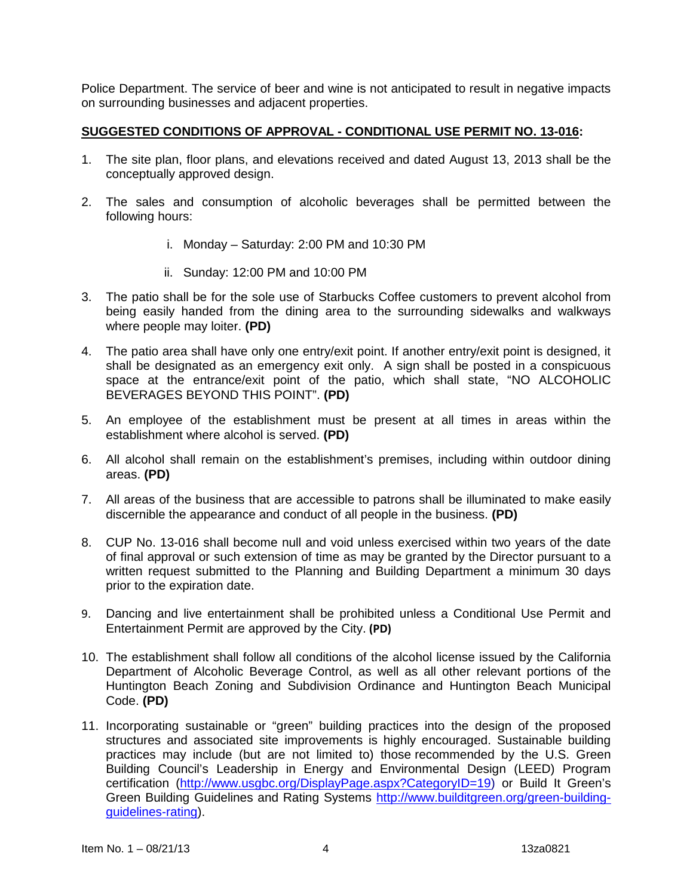Police Department. The service of beer and wine is not anticipated to result in negative impacts on surrounding businesses and adjacent properties.

**SUGGESTED CONDITIONS OF APPROVAL - CONDITIONAL USE PERMIT NO. 13-016:**

1. The site plan, floor plans, and elevations received and dated August 13, 2013 shall be the conceptually approved design.

2. The sales and consumption of alcoholic beverages shall be permitted between the following hours:

   i. Monday – Saturday: 2:00 PM and 10:30 PM

   ii. Sunday: 12:00 PM and 10:00 PM

3. The patio shall be for the sole use of Starbucks Coffee customers to prevent alcohol from being easily handed from the dining area to the surrounding sidewalks and walkways where people may loiter. **(PD)**

4. The patio area shall have only one entry/exit point. If another entry/exit point is designed, it shall be designated as an emergency exit only. A sign shall be posted in a conspicuous space at the entrance/exit point of the patio, which shall state, "NO ALCOHOLIC BEVERAGES BEYOND THIS POINT". **(PD)**

5. An employee of the establishment must be present at all times in areas within the establishment where alcohol is served. **(PD)**

6. All alcohol shall remain on the establishment's premises, including within outdoor dining areas. **(PD)**

7. All areas of the business that are accessible to patrons shall be illuminated to make easily discernible the appearance and conduct of all people in the business. **(PD)**

8. CUP No. 13-016 shall become null and void unless exercised within two years of the date of final approval or such extension of time as may be granted by the Director pursuant to a written request submitted to the Planning and Building Department a minimum 30 days prior to the expiration date.

9. Dancing and live entertainment shall be prohibited unless a Conditional Use Permit and Entertainment Permit are approved by the City. **(PD)**

10. The establishment shall follow all conditions of the alcohol license issued by the California Department of Alcoholic Beverage Control, as well as all other relevant portions of the Huntington Beach Zoning and Subdivision Ordinance and Huntington Beach Municipal Code. **(PD)**

11. Incorporating sustainable or "green" building practices into the design of the proposed structures and associated site improvements is highly encouraged. Sustainable building practices may include (but are not limited to) those recommended by the U.S. Green Building Council's Leadership in Energy and Environmental Design (LEED) Program certification (http://www.usgbc.org/DisplayPage.aspx?CategoryID=19) or Build It Green's Green Building Guidelines and Rating Systems http://www.builditgreen.org/green-building-guidelines-rating).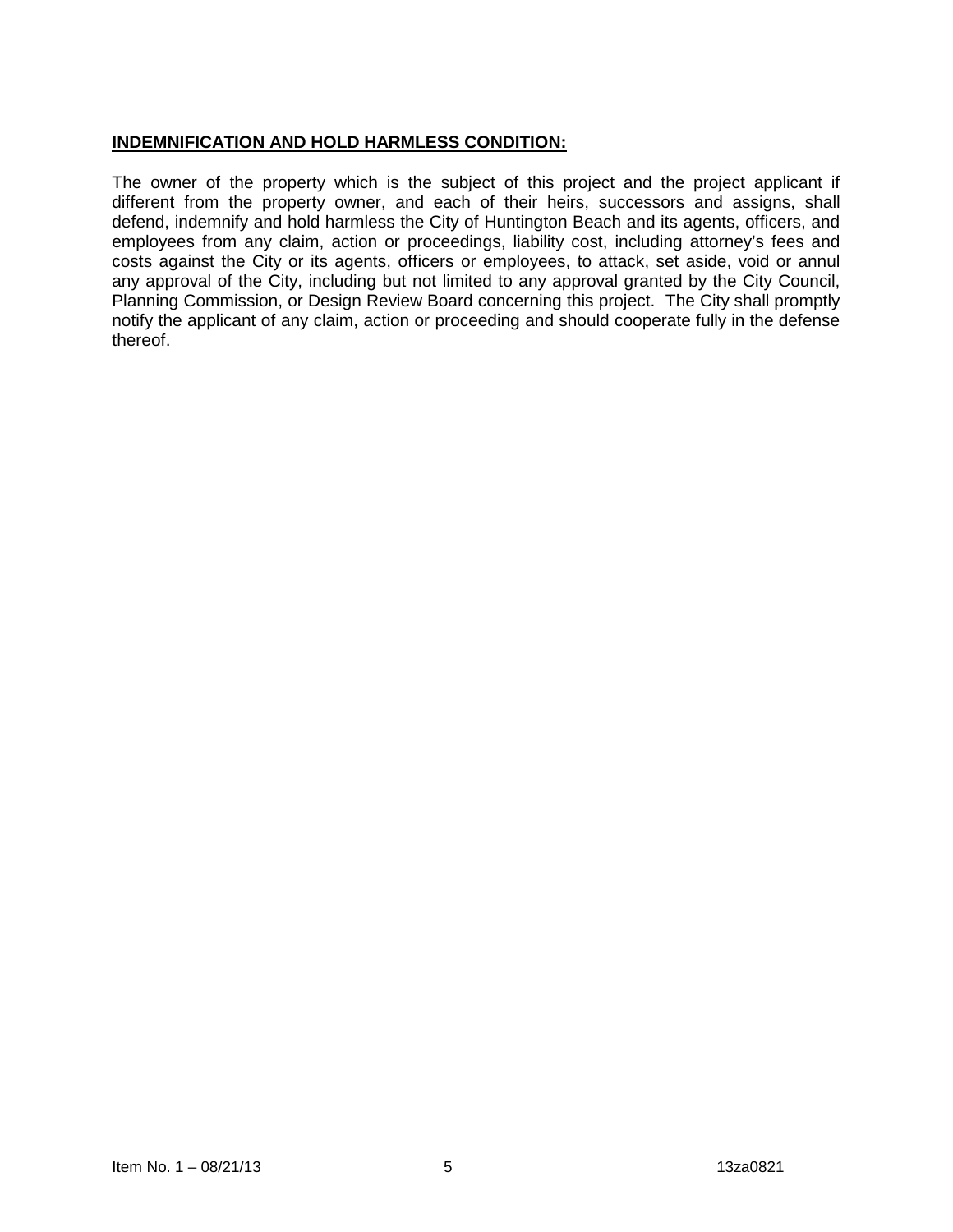**INDEMNIFICATION AND HOLD HARMLESS CONDITION:**

The owner of the property which is the subject of this project and the project applicant if different from the property owner, and each of their heirs, successors and assigns, shall defend, indemnify and hold harmless the City of Huntington Beach and its agents, officers, and employees from any claim, action or proceedings, liability cost, including attorney's fees and costs against the City or its agents, officers or employees, to attack, set aside, void or annul any approval of the City, including but not limited to any approval granted by the City Council, Planning Commission, or Design Review Board concerning this project. The City shall promptly notify the applicant of any claim, action or proceeding and should cooperate fully in the defense thereof.